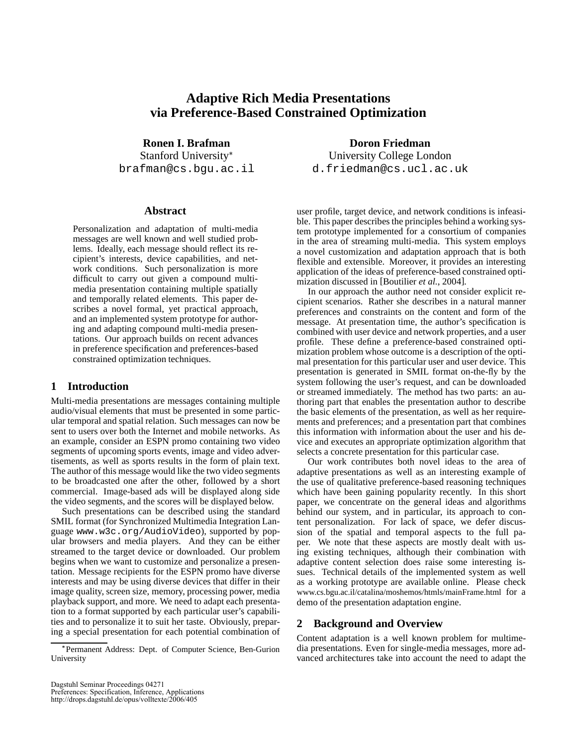# Adaptive Rich Media Presentations via Preference-Based Constrained Optimization

**Ronen I. Brafman**
Stanford University*
brafman@cs.bgu.ac.il

**Doron Friedman**
University College London
d.friedman@cs.ucl.ac.uk

## Abstract

Personalization and adaptation of multi-media messages are well known and well studied problems. Ideally, each message should reflect its recipient's interests, device capabilities, and network conditions. Such personalization is more difficult to carry out given a compound multi-media presentation containing multiple spatially and temporally related elements. This paper describes a novel formal, yet practical approach, and an implemented system prototype for authoring and adapting compound multi-media presentations. Our approach builds on recent advances in preference specification and preferences-based constrained optimization techniques.

## 1 Introduction

Multi-media presentations are messages containing multiple audio/visual elements that must be presented in some particular temporal and spatial relation. Such messages can now be sent to users over both the Internet and mobile networks. As an example, consider an ESPN promo containing two video segments of upcoming sports events, image and video advertisements, as well as sports results in the form of plain text. The author of this message would like the two video segments to be broadcasted one after the other, followed by a short commercial. Image-based ads will be displayed along side the video segments, and the scores will be displayed below.

Such presentations can be described using the standard SMIL format (for Synchronized Multimedia Integration Language www.w3c.org/AudioVideo), supported by popular browsers and media players. And they can be either streamed to the target device or downloaded. Our problem begins when we want to customize and personalize a presentation. Message recipients for the ESPN promo have diverse interests and may be using diverse devices that differ in their image quality, screen size, memory, processing power, media playback support, and more. We need to adapt each presentation to a format supported by each particular user's capabilities and to personalize it to suit her taste. Obviously, preparing a special presentation for each potential combination of user profile, target device, and network conditions is infeasible. This paper describes the principles behind a working system prototype implemented for a consortium of companies in the area of streaming multi-media. This system employs a novel customization and adaptation approach that is both flexible and extensible. Moreover, it provides an interesting application of the ideas of preference-based constrained optimization discussed in [Boutilier *et al.*, 2004].

In our approach the author need not consider explicit recipient scenarios. Rather she describes in a natural manner preferences and constraints on the content and form of the message. At presentation time, the author's specification is combined with user device and network properties, and a user profile. These define a preference-based constrained optimization problem whose outcome is a description of the optimal presentation for this particular user and user device. This presentation is generated in SMIL format on-the-fly by the system following the user's request, and can be downloaded or streamed immediately. The method has two parts: an authoring part that enables the presentation author to describe the basic elements of the presentation, as well as her requirements and preferences; and a presentation part that combines this information with information about the user and his device and executes an appropriate optimization algorithm that selects a concrete presentation for this particular case.

Our work contributes both novel ideas to the area of adaptive presentations as well as an interesting example of the use of qualitative preference-based reasoning techniques which have been gaining popularity recently. In this short paper, we concentrate on the general ideas and algorithms behind our system, and in particular, its approach to content personalization. For lack of space, we defer discussion of the spatial and temporal aspects to the full paper. We note that these aspects are mostly dealt with using existing techniques, although their combination with adaptive content selection does raise some interesting issues. Technical details of the implemented system as well as a working prototype are available online. Please check www.cs.bgu.ac.il/catalina/moshemos/htmls/mainFrame.html for a demo of the presentation adaptation engine.

## 2 Background and Overview

Content adaptation is a well known problem for multimedia presentations. Even for single-media messages, more advanced architectures take into account the need to adapt the

*Permanent Address: Dept. of Computer Science, Ben-Gurion University

Dagstuhl Seminar Proceedings 04271
Preferences: Specification, Inference, Applications
http://drops.dagstuhl.de/opus/volltexte/2006/405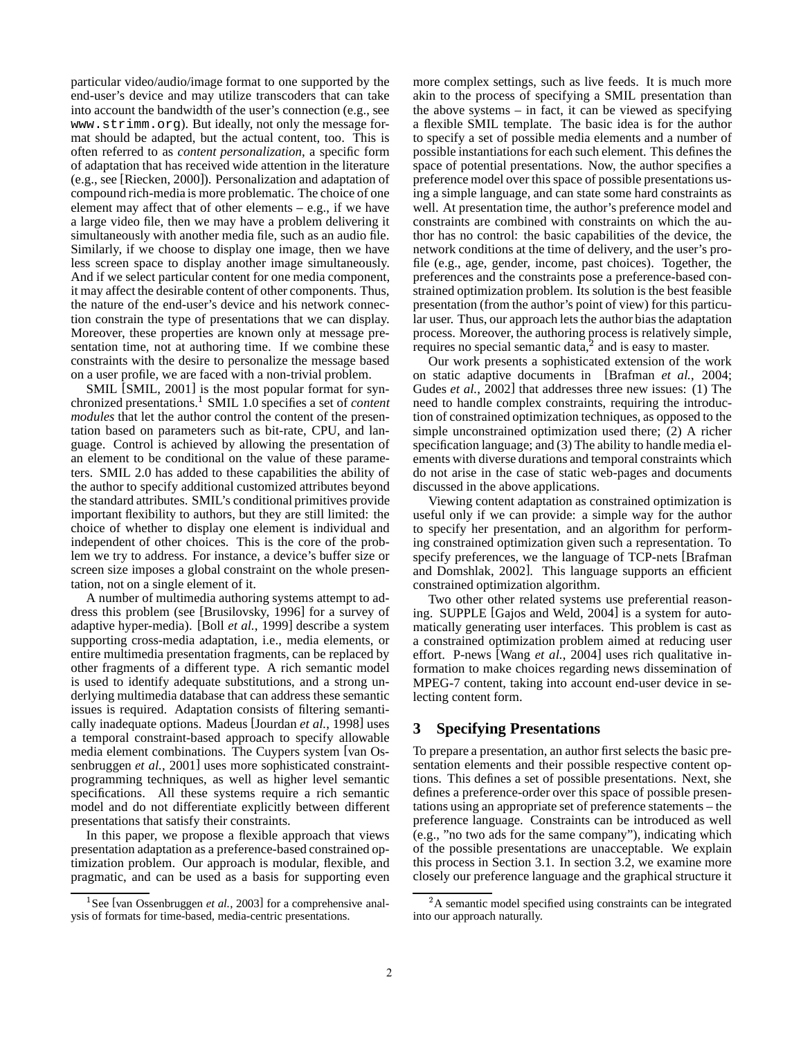particular video/audio/image format to one supported by the end-user's device and may utilize transcoders that can take into account the bandwidth of the user's connection (e.g., see www.strimm.org). But ideally, not only the message format should be adapted, but the actual content, too. This is often referred to as *content personalization*, a specific form of adaptation that has received wide attention in the literature (e.g., see [Riecken, 2000]). Personalization and adaptation of compound rich-media is more problematic. The choice of one element may affect that of other elements – e.g., if we have a large video file, then we may have a problem delivering it simultaneously with another media file, such as an audio file. Similarly, if we choose to display one image, then we have less screen space to display another image simultaneously. And if we select particular content for one media component, it may affect the desirable content of other components. Thus, the nature of the end-user's device and his network connection constrain the type of presentations that we can display. Moreover, these properties are known only at message presentation time, not at authoring time. If we combine these constraints with the desire to personalize the message based on a user profile, we are faced with a non-trivial problem.

SMIL [SMIL, 2001] is the most popular format for synchronized presentations.[1] SMIL 1.0 specifies a set of *content modules* that let the author control the content of the presentation based on parameters such as bit-rate, CPU, and language. Control is achieved by allowing the presentation of an element to be conditional on the value of these parameters. SMIL 2.0 has added to these capabilities the ability of the author to specify additional customized attributes beyond the standard attributes. SMIL's conditional primitives provide important flexibility to authors, but they are still limited: the choice of whether to display one element is individual and independent of other choices. This is the core of the problem we try to address. For instance, a device's buffer size or screen size imposes a global constraint on the whole presentation, not on a single element of it.

A number of multimedia authoring systems attempt to address this problem (see [Brusilovsky, 1996] for a survey of adaptive hyper-media). [Boll *et al.*, 1999] describe a system supporting cross-media adaptation, i.e., media elements, or entire multimedia presentation fragments, can be replaced by other fragments of a different type. A rich semantic model is used to identify adequate substitutions, and a strong underlying multimedia database that can address these semantic issues is required. Adaptation consists of filtering semantically inadequate options. Madeus [Jourdan *et al.*, 1998] uses a temporal constraint-based approach to specify allowable media element combinations. The Cuypers system [van Ossenbruggen *et al.*, 2001] uses more sophisticated constraint-programming techniques, as well as higher level semantic specifications. All these systems require a rich semantic model and do not differentiate explicitly between different presentations that satisfy their constraints.

In this paper, we propose a flexible approach that views presentation adaptation as a preference-based constrained optimization problem. Our approach is modular, flexible, and pragmatic, and can be used as a basis for supporting even more complex settings, such as live feeds. It is much more akin to the process of specifying a SMIL presentation than the above systems – in fact, it can be viewed as specifying a flexible SMIL template. The basic idea is for the author to specify a set of possible media elements and a number of possible instantiations for each such element. This defines the space of potential presentations. Now, the author specifies a preference model over this space of possible presentations using a simple language, and can state some hard constraints as well. At presentation time, the author's preference model and constraints are combined with constraints on which the author has no control: the basic capabilities of the device, the network conditions at the time of delivery, and the user's profile (e.g., age, gender, income, past choices). Together, the preferences and the constraints pose a preference-based constrained optimization problem. Its solution is the best feasible presentation (from the author's point of view) for this particular user. Thus, our approach lets the author bias the adaptation process. Moreover, the authoring process is relatively simple, requires no special semantic data,[2] and is easy to master.

Our work presents a sophisticated extension of the work on static adaptive documents in [Brafman *et al.*, 2004; Gudes *et al.*, 2002] that addresses three new issues: (1) The need to handle complex constraints, requiring the introduction of constrained optimization techniques, as opposed to the simple unconstrained optimization used there; (2) A richer specification language; and (3) The ability to handle media elements with diverse durations and temporal constraints which do not arise in the case of static web-pages and documents discussed in the above applications.

Viewing content adaptation as constrained optimization is useful only if we can provide: a simple way for the author to specify her presentation, and an algorithm for performing constrained optimization given such a representation. To specify preferences, we the language of TCP-nets [Brafman and Domshlak, 2002]. This language supports an efficient constrained optimization algorithm.

Two other other related systems use preferential reasoning. SUPPLE [Gajos and Weld, 2004] is a system for automatically generating user interfaces. This problem is cast as a constrained optimization problem aimed at reducing user effort. P-news [Wang *et al.*, 2004] uses rich qualitative information to make choices regarding news dissemination of MPEG-7 content, taking into account end-user device in selecting content form.

## 3 Specifying Presentations

To prepare a presentation, an author first selects the basic presentation elements and their possible respective content options. This defines a set of possible presentations. Next, she defines a preference-order over this space of possible presentations using an appropriate set of preference statements – the preference language. Constraints can be introduced as well (e.g., "no two ads for the same company"), indicating which of the possible presentations are unacceptable. We explain this process in Section 3.1. In section 3.2, we examine more closely our preference language and the graphical structure it

[1] See [van Ossenbruggen *et al.*, 2003] for a comprehensive analysis of formats for time-based, media-centric presentations.

[2] A semantic model specified using constraints can be integrated into our approach naturally.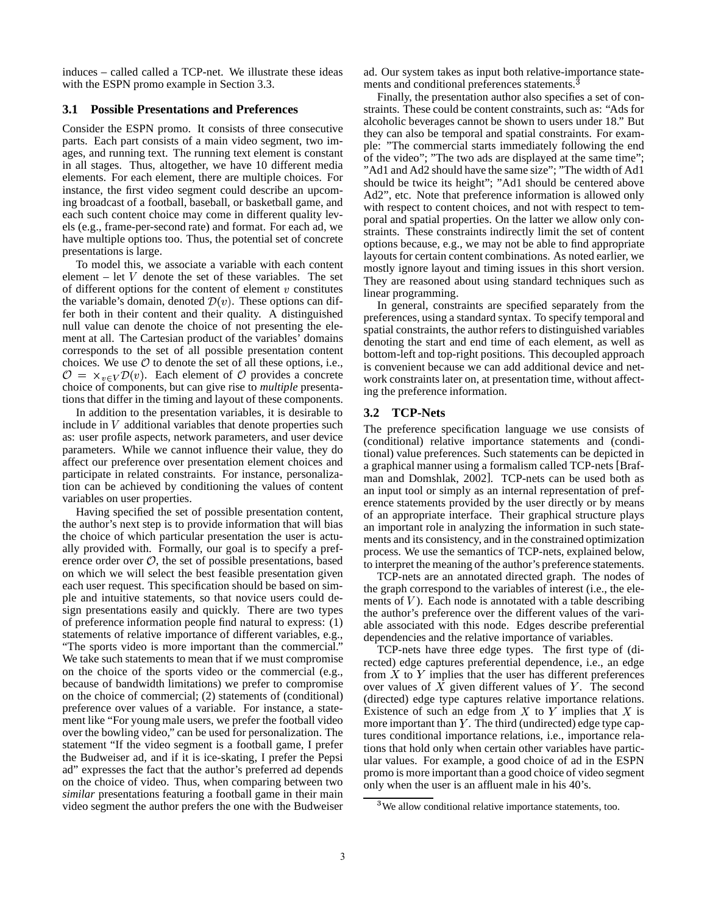induces – called called a TCP-net. We illustrate these ideas with the ESPN promo example in Section 3.3.

### 3.1 Possible Presentations and Preferences

Consider the ESPN promo. It consists of three consecutive parts. Each part consists of a main video segment, two images, and running text. The running text element is constant in all stages. Thus, altogether, we have 10 different media elements. For each element, there are multiple choices. For instance, the first video segment could describe an upcoming broadcast of a football, baseball, or basketball game, and each such content choice may come in different quality levels (e.g., frame-per-second rate) and format. For each ad, we have multiple options too. Thus, the potential set of concrete presentations is large.

To model this, we associate a variable with each content element – let $V$ denote the set of these variables. The set of different options for the content of element $v$ constitutes the variable's domain, denoted $\mathcal{D}(v)$. These options can differ both in their content and their quality. A distinguished null value can denote the choice of not presenting the element at all. The Cartesian product of the variables' domains corresponds to the set of all possible presentation content choices. We use $\mathcal{O}$ to denote the set of all these options, i.e., $\mathcal{O} = \times_{v \in V} \mathcal{D}(v)$. Each element of $\mathcal{O}$ provides a concrete choice of components, but can give rise to *multiple* presentations that differ in the timing and layout of these components.

In addition to the presentation variables, it is desirable to include in $V$ additional variables that denote properties such as: user profile aspects, network parameters, and user device parameters. While we cannot influence their value, they do affect our preference over presentation element choices and participate in related constraints. For instance, personalization can be achieved by conditioning the values of content variables on user properties.

Having specified the set of possible presentation content, the author's next step is to provide information that will bias the choice of which particular presentation the user is actually provided with. Formally, our goal is to specify a preference order over $\mathcal{O}$, the set of possible presentations, based on which we will select the best feasible presentation given each user request. This specification should be based on simple and intuitive statements, so that novice users could design presentations easily and quickly. There are two types of preference information people find natural to express: (1) statements of relative importance of different variables, e.g., "The sports video is more important than the commercial." We take such statements to mean that if we must compromise on the choice of the sports video or the commercial (e.g., because of bandwidth limitations) we prefer to compromise on the choice of commercial; (2) statements of (conditional) preference over values of a variable. For instance, a statement like "For young male users, we prefer the football video over the bowling video," can be used for personalization. The statement "If the video segment is a football game, I prefer the Budweiser ad, and if it is ice-skating, I prefer the Pepsi ad" expresses the fact that the author's preferred ad depends on the choice of video. Thus, when comparing between two *similar* presentations featuring a football game in their main video segment the author prefers the one with the Budweiser ad. Our system takes as input both relative-importance statements and conditional preferences statements.[3]

Finally, the presentation author also specifies a set of constraints. These could be content constraints, such as: "Ads for alcoholic beverages cannot be shown to users under 18." But they can also be temporal and spatial constraints. For example: "The commercial starts immediately following the end of the video"; "The two ads are displayed at the same time"; "Ad1 and Ad2 should have the same size"; "The width of Ad1 should be twice its height"; "Ad1 should be centered above Ad2", etc. Note that preference information is allowed only with respect to content choices, and not with respect to temporal and spatial properties. On the latter we allow only constraints. These constraints indirectly limit the set of content options because, e.g., we may not be able to find appropriate layouts for certain content combinations. As noted earlier, we mostly ignore layout and timing issues in this short version. They are reasoned about using standard techniques such as linear programming.

In general, constraints are specified separately from the preferences, using a standard syntax. To specify temporal and spatial constraints, the author refers to distinguished variables denoting the start and end time of each element, as well as bottom-left and top-right positions. This decoupled approach is convenient because we can add additional device and network constraints later on, at presentation time, without affecting the preference information.

### 3.2 TCP-Nets

The preference specification language we use consists of (conditional) relative importance statements and (conditional) value preferences. Such statements can be depicted in a graphical manner using a formalism called TCP-nets [Brafman and Domshlak, 2002]. TCP-nets can be used both as an input tool or simply as an internal representation of preference statements provided by the user directly or by means of an appropriate interface. Their graphical structure plays an important role in analyzing the information in such statements and its consistency, and in the constrained optimization process. We use the semantics of TCP-nets, explained below, to interpret the meaning of the author's preference statements.

TCP-nets are an annotated directed graph. The nodes of the graph correspond to the variables of interest (i.e., the elements of $V$). Each node is annotated with a table describing the author's preference over the different values of the variable associated with this node. Edges describe preferential dependencies and the relative importance of variables.

TCP-nets have three edge types. The first type of (directed) edge captures preferential dependence, i.e., an edge from $X$ to $Y$ implies that the user has different preferences over values of $X$ given different values of $Y$. The second (directed) edge type captures relative importance relations. Existence of such an edge from $X$ to $Y$ implies that $X$ is more important than $Y$. The third (undirected) edge type captures conditional importance relations, i.e., importance relations that hold only when certain other variables have particular values. For example, a good choice of ad in the ESPN promo is more important than a good choice of video segment only when the user is an affluent male in his 40's.

[3] We allow conditional relative importance statements, too.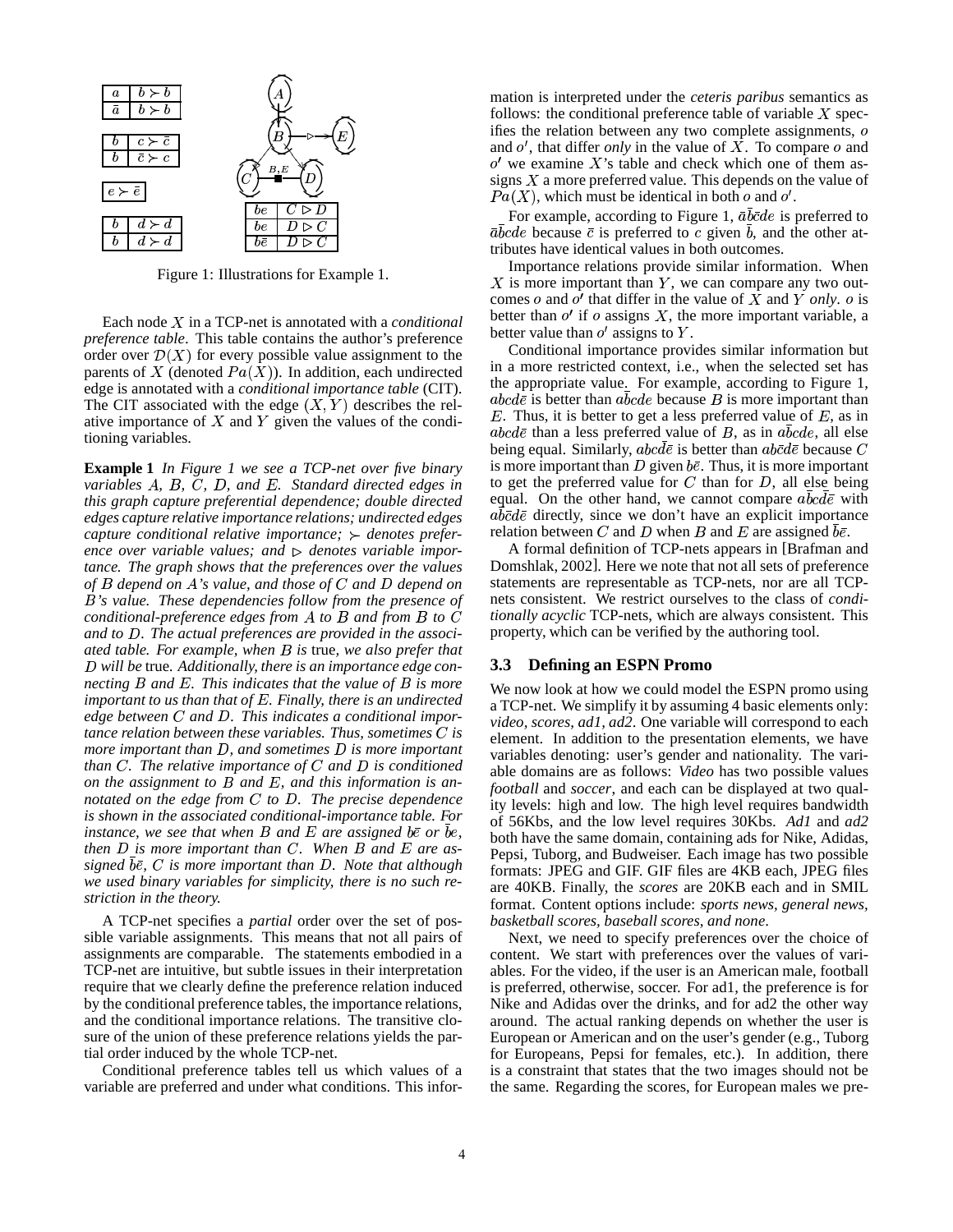| $a$ | $b \succ \bar{b}$ |
|---|---|
| $\bar{a}$ | $\bar{b} \succ b$ |

| $b$ | $c \succ \bar{c}$ |
|---|---|
| $\bar{b}$ | $\bar{c} \succ c$ |

| $e \succ \bar{e}$ |
|---|

| $b$ | $d \succ \bar{d}$ |
|---|---|
| $\bar{b}$ | $\bar{d} \succ d$ |

| $be$ | $C \triangleright D$ |
|---|---|
| $b\bar{e}$ | $D \triangleright C$ |
| $\bar{b}\bar{e}$ | $D \triangleright C$ |

Figure 1: Illustrations for Example 1.

Each node $X$ in a TCP-net is annotated with a *conditional preference table*. This table contains the author's preference order over $\mathcal{D}(X)$ for every possible value assignment to the parents of $X$ (denoted $Pa(X)$). In addition, each undirected edge is annotated with a *conditional importance table* (CIT). The CIT associated with the edge $(X, Y)$ describes the relative importance of $X$ and $Y$ given the values of the conditioning variables.

**Example 1** *In Figure 1 we see a TCP-net over five binary variables $A$, $B$, $C$, $D$, and $E$. Standard directed edges in this graph capture preferential dependence; double directed edges capture relative importance relations; undirected edges capture conditional relative importance; $\succ$ denotes preference over variable values; and $\triangleright$ denotes variable importance. The graph shows that the preferences over the values of $B$ depend on $A$'s value, and those of $C$ and $D$ depend on $B$'s value. These dependencies follow from the presence of conditional-preference edges from $A$ to $B$ and from $B$ to $C$ and to $D$. The actual preferences are provided in the associated table. For example, when $B$ is* true, *we also prefer that $D$ will be* true. *Additionally, there is an importance edge connecting $B$ and $E$. This indicates that the value of $B$ is more important to us than that of $E$. Finally, there is an undirected edge between $C$ and $D$. This indicates a conditional importance relation between these variables. Thus, sometimes $C$ is more important than $D$, and sometimes $D$ is more important than $C$. The relative importance of $C$ and $D$ is conditioned on the assignment to $B$ and $E$, and this information is annotated on the edge from $C$ to $D$. The precise dependence is shown in the associated conditional-importance table. For instance, we see that when $B$ and $E$ are assigned $b\bar{e}$ or $\bar{b}e$, then $D$ is more important than $C$. When $B$ and $E$ are assigned $\bar{b}\bar{e}$, $C$ is more important than $D$. Note that although we used binary variables for simplicity, there is no such restriction in the theory.*

A TCP-net specifies a *partial* order over the set of possible variable assignments. This means that not all pairs of assignments are comparable. The statements embodied in a TCP-net are intuitive, but subtle issues in their interpretation require that we clearly define the preference relation induced by the conditional preference tables, the importance relations, and the conditional importance relations. The transitive closure of the union of these preference relations yields the partial order induced by the whole TCP-net.

Conditional preference tables tell us which values of a variable are preferred and under what conditions. This information is interpreted under the *ceteris paribus* semantics as follows: the conditional preference table of variable $X$ specifies the relation between any two complete assignments, $o$ and $o'$, that differ *only* in the value of $X$. To compare $o$ and $o'$ we examine $X$'s table and check which one of them assigns $X$ a more preferred value. This depends on the value of $Pa(X)$, which must be identical in both $o$ and $o'$.

For example, according to Figure 1, $\bar{a}\bar{b}\bar{c}de$ is preferred to $\bar{a}\bar{b}cde$ because $\bar{c}$ is preferred to $c$ given $\bar{b}$, and the other attributes have identical values in both outcomes.

Importance relations provide similar information. When $X$ is more important than $Y$, we can compare any two outcomes $o$ and $o'$ that differ in the value of $X$ and $Y$ *only*. $o$ is better than $o'$ if $o$ assigns $X$, the more important variable, a better value than $o'$ assigns to $Y$.

Conditional importance provides similar information but in a more restricted context, i.e., when the selected set has the appropriate value. For example, according to Figure 1, $abcd\bar{e}$ is better than $a\bar{b}cde$ because $B$ is more important than $E$. Thus, it is better to get a less preferred value of $E$, as in $abcd\bar{e}$ than a less preferred value of $B$, as in $a\bar{b}cde$, all else being equal. Similarly, $abc\bar{d}\bar{e}$ is better than $ab\bar{c}d\bar{e}$ because $C$ is more important than $D$ given $b\bar{e}$. Thus, it is more important to get the preferred value for $C$ than for $D$, all else being equal. On the other hand, we cannot compare $a\bar{b}cd\bar{e}$ with $a\bar{b}\bar{c}d\bar{e}$ directly, since we don't have an explicit importance relation between $C$ and $D$ when $B$ and $E$ are assigned $\bar{b}\bar{e}$.

A formal definition of TCP-nets appears in [Brafman and Domshlak, 2002]. Here we note that not all sets of preference statements are representable as TCP-nets, nor are all TCP-nets consistent. We restrict ourselves to the class of *conditionally acyclic* TCP-nets, which are always consistent. This property, which can be verified by the authoring tool.

### 3.3 Defining an ESPN Promo

We now look at how we could model the ESPN promo using a TCP-net. We simplify it by assuming 4 basic elements only: *video, scores, ad1, ad2*. One variable will correspond to each element. In addition to the presentation elements, we have variables denoting: user's gender and nationality. The variable domains are as follows: *Video* has two possible values *football* and *soccer*, and each can be displayed at two quality levels: high and low. The high level requires bandwidth of 56Kbs, and the low level requires 30Kbs. *Ad1* and *ad2* both have the same domain, containing ads for Nike, Adidas, Pepsi, Tuborg, and Budweiser. Each image has two possible formats: JPEG and GIF. GIF files are 4KB each, JPEG files are 40KB. Finally, the *scores* are 20KB each and in SMIL format. Content options include: *sports news, general news, basketball scores, baseball scores, and none*.

Next, we need to specify preferences over the choice of content. We start with preferences over the values of variables. For the video, if the user is an American male, football is preferred, otherwise, soccer. For ad1, the preference is for Nike and Adidas over the drinks, and for ad2 the other way around. The actual ranking depends on whether the user is European or American and on the user's gender (e.g., Tuborg for Europeans, Pepsi for females, etc.). In addition, there is a constraint that states that the two images should not be the same. Regarding the scores, for European males we pre-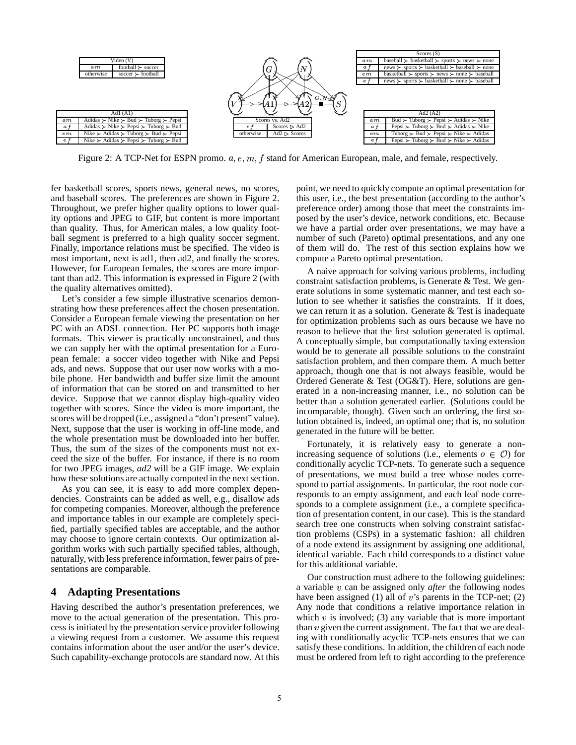| Video (V) | |
|---|---|
| $am$ | football ≻ soccer |
| otherwise | soccer ≻ football |

| Scores (S) | |
|---|---|
| $am$ | baseball ≻ basketball ≻ sports ≻ news ≻ none |
| $af$ | news ≻ sports ≻ basketball ≻ baseball ≻ none |
| $em$ | basketball ≻ sports ≻ news ≻ none ≻ baseball |
| $ef$ | news ≻ sports ≻ basketball ≻ none ≻ baseball |

| Ad1 (A1) | |
|---|---|
| $am$ | Adidas ≻ Nike ≻ Bud ≻ Tuborg ≻ Pepsi |
| $af$ | Adidas ≻ Nike ≻ Pepsi ≻ Tuborg ≻ Bud |
| $em$ | Nike ≻ Adidas ≻ Tuborg ≻ Bud ≻ Pepsi |
| $ef$ | Nike ≻ Adidas ≻ Pepsi ≻ Tuborg ≻ Bud |

| Scores vs. Ad2 | |
|---|---|
| $ef$ | Scores ⊳ Ad2 |
| otherwise | Ad2 ⊳ Scores |

| Ad2 (A2) | |
|---|---|
| $am$ | Bud ≻ Tuborg ≻ Pepsi ≻ Adidas ≻ Nike |
| $af$ | Pepsi ≻ Tuborg ≻ Bud ≻ Adidas ≻ Nike |
| $em$ | Tuborg ≻ Bud ≻ Pepsi ≻ Nike ≻ Adidas |
| $ef$ | Pepsi ≻ Tuborg ≻ Bud ≻ Nike ≻ Adidas |

Figure 2: A TCP-Net for ESPN promo. $a, e, m, f$ stand for American European, male, and female, respectively.

fer basketball scores, sports news, general news, no scores, and baseball scores. The preferences are shown in Figure 2. Throughout, we prefer higher quality options to lower quality options and JPEG to GIF, but content is more important than quality. Thus, for American males, a low quality football segment is preferred to a high quality soccer segment. Finally, importance relations must be specified. The video is most important, next is ad1, then ad2, and finally the scores. However, for European females, the scores are more important than ad2. This information is expressed in Figure 2 (with the quality alternatives omitted).

Let's consider a few simple illustrative scenarios demonstrating how these preferences affect the chosen presentation. Consider a European female viewing the presentation on her PC with an ADSL connection. Her PC supports both image formats. This viewer is practically unconstrained, and thus we can supply her with the optimal presentation for a European female: a soccer video together with Nike and Pepsi ads, and news. Suppose that our user now works with a mobile phone. Her bandwidth and buffer size limit the amount of information that can be stored on and transmitted to her device. Suppose that we cannot display high-quality video together with scores. Since the video is more important, the scores will be dropped (i.e., assigned a "don't present" value). Next, suppose that the user is working in off-line mode, and the whole presentation must be downloaded into her buffer. Thus, the sum of the sizes of the components must not exceed the size of the buffer. For instance, if there is no room for two JPEG images, *ad2* will be a GIF image. We explain how these solutions are actually computed in the next section.

As you can see, it is easy to add more complex dependencies. Constraints can be added as well, e.g., disallow ads for competing companies. Moreover, although the preference and importance tables in our example are completely specified, partially specified tables are acceptable, and the author may choose to ignore certain contexts. Our optimization algorithm works with such partially specified tables, although, naturally, with less preference information, fewer pairs of presentations are comparable.

## 4 Adapting Presentations

Having described the author's presentation preferences, we move to the actual generation of the presentation. This process is initiated by the presentation service provider following a viewing request from a customer. We assume this request contains information about the user and/or the user's device. Such capability-exchange protocols are standard now. At this point, we need to quickly compute an optimal presentation for this user, i.e., the best presentation (according to the author's preference order) among those that meet the constraints imposed by the user's device, network conditions, etc. Because we have a partial order over presentations, we may have a number of such (Pareto) optimal presentations, and any one of them will do. The rest of this section explains how we compute a Pareto optimal presentation.

A naive approach for solving various problems, including constraint satisfaction problems, is Generate & Test. We generate solutions in some systematic manner, and test each solution to see whether it satisfies the constraints. If it does, we can return it as a solution. Generate & Test is inadequate for optimization problems such as ours because we have no reason to believe that the first solution generated is optimal. A conceptually simple, but computationally taxing extension would be to generate all possible solutions to the constraint satisfaction problem, and then compare them. A much better approach, though one that is not always feasible, would be Ordered Generate & Test (OG&T). Here, solutions are generated in a non-increasing manner, i.e., no solution can be better than a solution generated earlier. (Solutions could be incomparable, though). Given such an ordering, the first solution obtained is, indeed, an optimal one; that is, no solution generated in the future will be better.

Fortunately, it is relatively easy to generate a non-increasing sequence of solutions (i.e., elements $o \in \mathcal{O}$) for conditionally acyclic TCP-nets. To generate such a sequence of presentations, we must build a tree whose nodes correspond to partial assignments. In particular, the root node corresponds to an empty assignment, and each leaf node corresponds to a complete assignment (i.e., a complete specification of presentation content, in our case). This is the standard search tree one constructs when solving constraint satisfaction problems (CSPs) in a systematic fashion: all children of a node extend its assignment by assigning one additional, identical variable. Each child corresponds to a distinct value for this additional variable.

Our construction must adhere to the following guidelines: a variable $v$ can be assigned only *after* the following nodes have been assigned (1) all of $v$'s parents in the TCP-net; (2) Any node that conditions a relative importance relation in which $v$ is involved; (3) any variable that is more important than $v$ given the current assignment. The fact that we are dealing with conditionally acyclic TCP-nets ensures that we can satisfy these conditions. In addition, the children of each node must be ordered from left to right according to the preference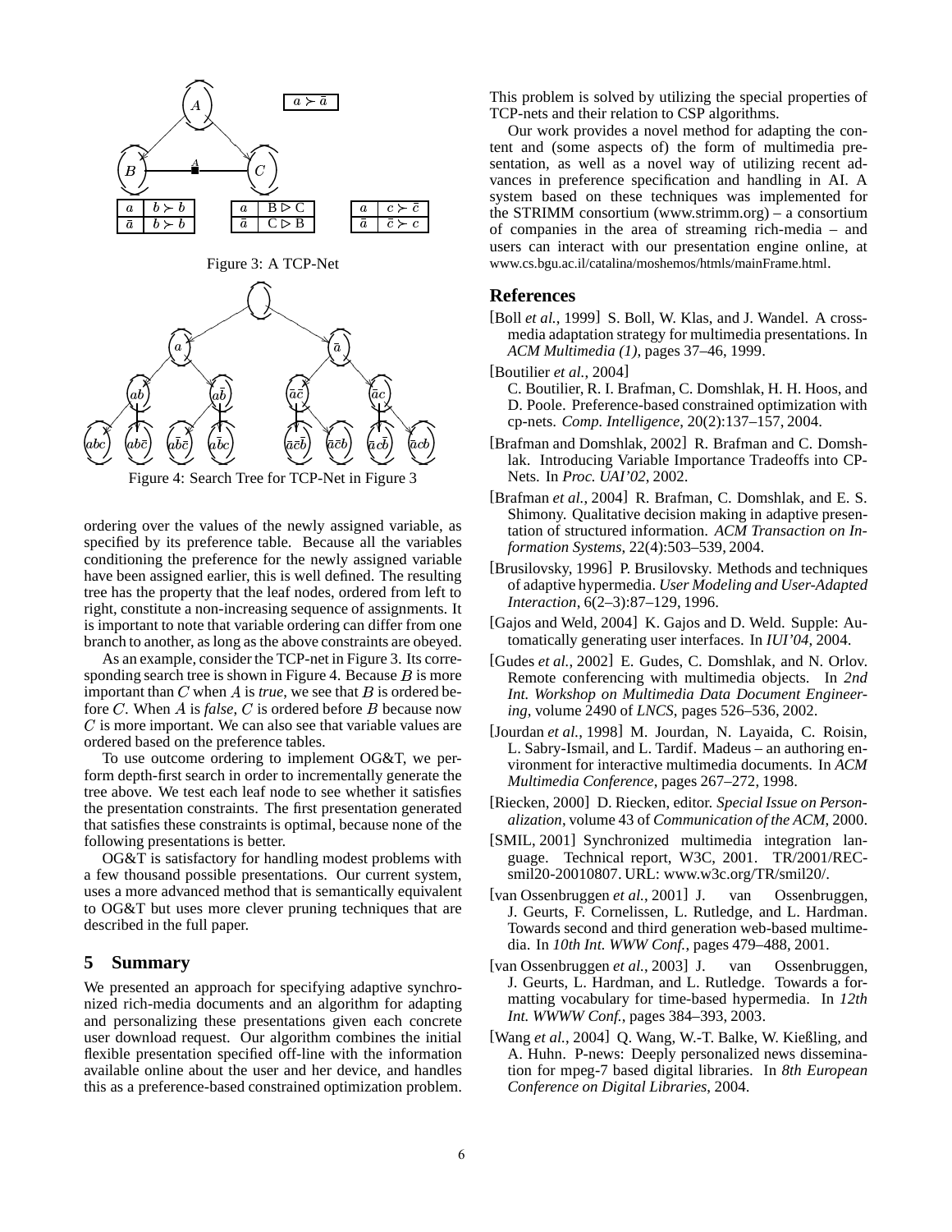$a \succ \bar{a}$

| | |
|---|---|
| $a$ | $b \succ \bar{b}$ |
| $\bar{a}$ | $\bar{b} \succ b$ |

| | |
|---|---|
| $a$ | B ⊳ C |
| $\bar{a}$ | C ⊳ B |

| | |
|---|---|
| $a$ | $c \succ \bar{c}$ |
| $\bar{a}$ | $\bar{c} \succ c$ |

Figure 3: A TCP-Net

Figure 4: Search Tree for TCP-Net in Figure 3

ordering over the values of the newly assigned variable, as specified by its preference table. Because all the variables conditioning the preference for the newly assigned variable have been assigned earlier, this is well defined. The resulting tree has the property that the leaf nodes, ordered from left to right, constitute a non-increasing sequence of assignments. It is important to note that variable ordering can differ from one branch to another, as long as the above constraints are obeyed.

As an example, consider the TCP-net in Figure 3. Its corresponding search tree is shown in Figure 4. Because $B$ is more important than $C$ when $A$ is *true*, we see that $B$ is ordered before $C$. When $A$ is *false*, $C$ is ordered before $B$ because now $C$ is more important. We can also see that variable values are ordered based on the preference tables.

To use outcome ordering to implement OG&T, we perform depth-first search in order to incrementally generate the tree above. We test each leaf node to see whether it satisfies the presentation constraints. The first presentation generated that satisfies these constraints is optimal, because none of the following presentations is better.

OG&T is satisfactory for handling modest problems with a few thousand possible presentations. Our current system, uses a more advanced method that is semantically equivalent to OG&T but uses more clever pruning techniques that are described in the full paper.

## 5 Summary

We presented an approach for specifying adaptive synchronized rich-media documents and an algorithm for adapting and personalizing these presentations given each concrete user download request. Our algorithm combines the initial flexible presentation specified off-line with the information available online about the user and her device, and handles this as a preference-based constrained optimization problem. This problem is solved by utilizing the special properties of TCP-nets and their relation to CSP algorithms.

Our work provides a novel method for adapting the content and (some aspects of) the form of multimedia presentation, as well as a novel way of utilizing recent advances in preference specification and handling in AI. A system based on these techniques was implemented for the STRIMM consortium (www.strimm.org) – a consortium of companies in the area of streaming rich-media – and users can interact with our presentation engine online, at www.cs.bgu.ac.il/catalina/moshemos/htmls/mainFrame.html.

## References

[Boll *et al.*, 1999] S. Boll, W. Klas, and J. Wandel. A cross-media adaptation strategy for multimedia presentations. In *ACM Multimedia (1)*, pages 37–46, 1999.

[Boutilier *et al.*, 2004] C. Boutilier, R. I. Brafman, C. Domshlak, H. H. Hoos, and D. Poole. Preference-based constrained optimization with cp-nets. *Comp. Intelligence*, 20(2):137–157, 2004.

[Brafman and Domshlak, 2002] R. Brafman and C. Domshlak. Introducing Variable Importance Tradeoffs into CP-Nets. In *Proc. UAI'02*, 2002.

[Brafman *et al.*, 2004] R. Brafman, C. Domshlak, and E. S. Shimony. Qualitative decision making in adaptive presentation of structured information. *ACM Transaction on Information Systems*, 22(4):503–539, 2004.

[Brusilovsky, 1996] P. Brusilovsky. Methods and techniques of adaptive hypermedia. *User Modeling and User-Adapted Interaction*, 6(2–3):87–129, 1996.

[Gajos and Weld, 2004] K. Gajos and D. Weld. Supple: Automatically generating user interfaces. In *IUI'04*, 2004.

[Gudes *et al.*, 2002] E. Gudes, C. Domshlak, and N. Orlov. Remote conferencing with multimedia objects. In *2nd Int. Workshop on Multimedia Data Document Engineering*, volume 2490 of *LNCS*, pages 526–536, 2002.

[Jourdan *et al.*, 1998] M. Jourdan, N. Layaida, C. Roisin, L. Sabry-Ismail, and L. Tardif. Madeus – an authoring environment for interactive multimedia documents. In *ACM Multimedia Conference*, pages 267–272, 1998.

[Riecken, 2000] D. Riecken, editor. *Special Issue on Personalization*, volume 43 of *Communication of the ACM*, 2000.

[SMIL, 2001] Synchronized multimedia integration language. Technical report, W3C, 2001. TR/2001/REC-smil20-20010807. URL: www.w3c.org/TR/smil20/.

[van Ossenbruggen *et al.*, 2001] J. van Ossenbruggen, J. Geurts, F. Cornelissen, L. Rutledge, and L. Hardman. Towards second and third generation web-based multimedia. In *10th Int. WWW Conf.*, pages 479–488, 2001.

[van Ossenbruggen *et al.*, 2003] J. van Ossenbruggen, J. Geurts, L. Hardman, and L. Rutledge. Towards a formatting vocabulary for time-based hypermedia. In *12th Int. WWWW Conf.*, pages 384–393, 2003.

[Wang *et al.*, 2004] Q. Wang, W.-T. Balke, W. Kießling, and A. Huhn. P-news: Deeply personalized news dissemination for mpeg-7 based digital libraries. In *8th European Conference on Digital Libraries*, 2004.